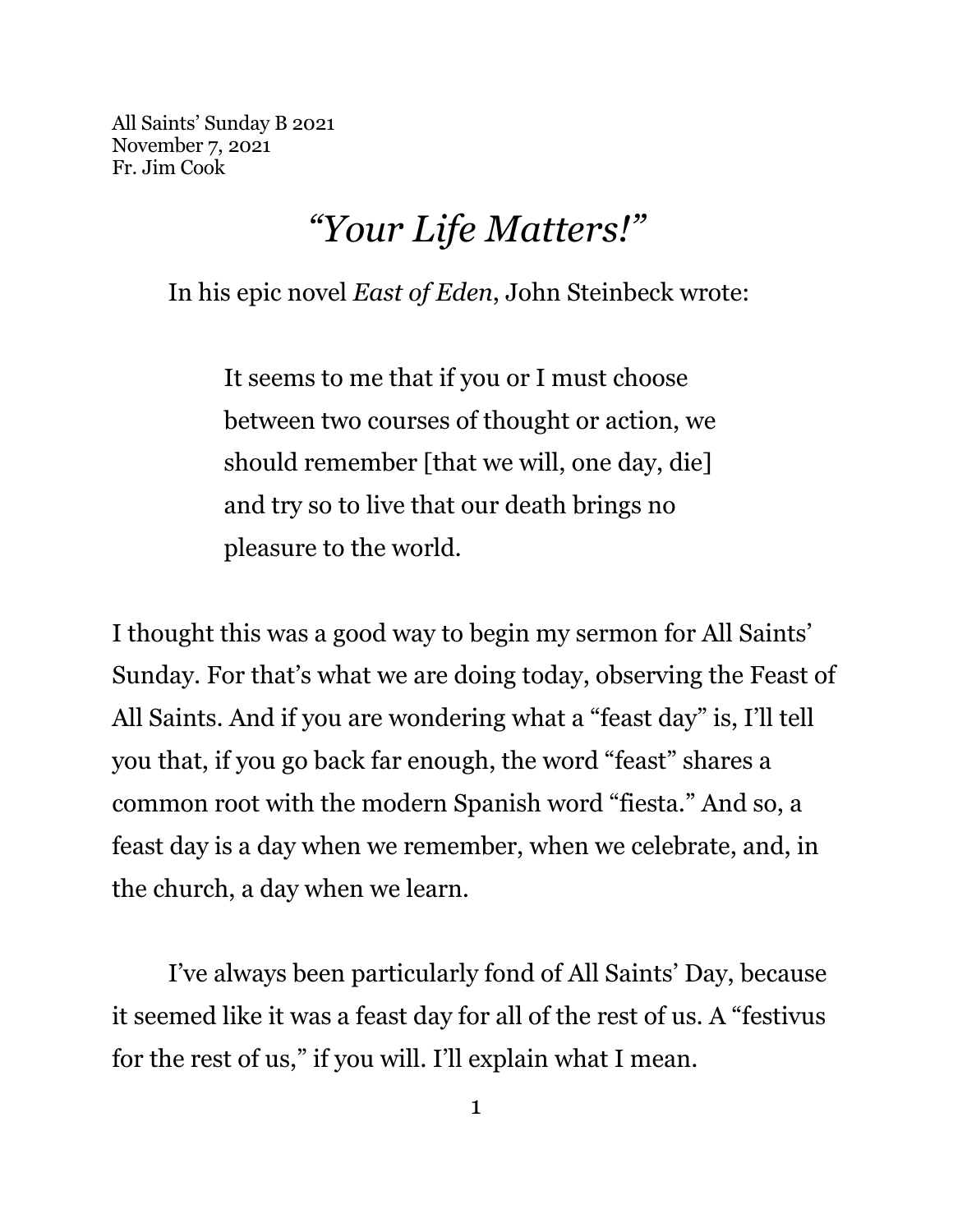All Saints' Sunday B 2021
November 7, 2021
Fr. Jim Cook

# *"Your Life Matters!"*

In his epic novel *East of Eden*, John Steinbeck wrote:

> It seems to me that if you or I must choose between two courses of thought or action, we should remember [that we will, one day, die] and try so to live that our death brings no pleasure to the world.

I thought this was a good way to begin my sermon for All Saints' Sunday. For that's what we are doing today, observing the Feast of All Saints. And if you are wondering what a "feast day" is, I'll tell you that, if you go back far enough, the word "feast" shares a common root with the modern Spanish word "fiesta." And so, a feast day is a day when we remember, when we celebrate, and, in the church, a day when we learn.

I've always been particularly fond of All Saints' Day, because it seemed like it was a feast day for all of the rest of us. A "festivus for the rest of us," if you will. I'll explain what I mean.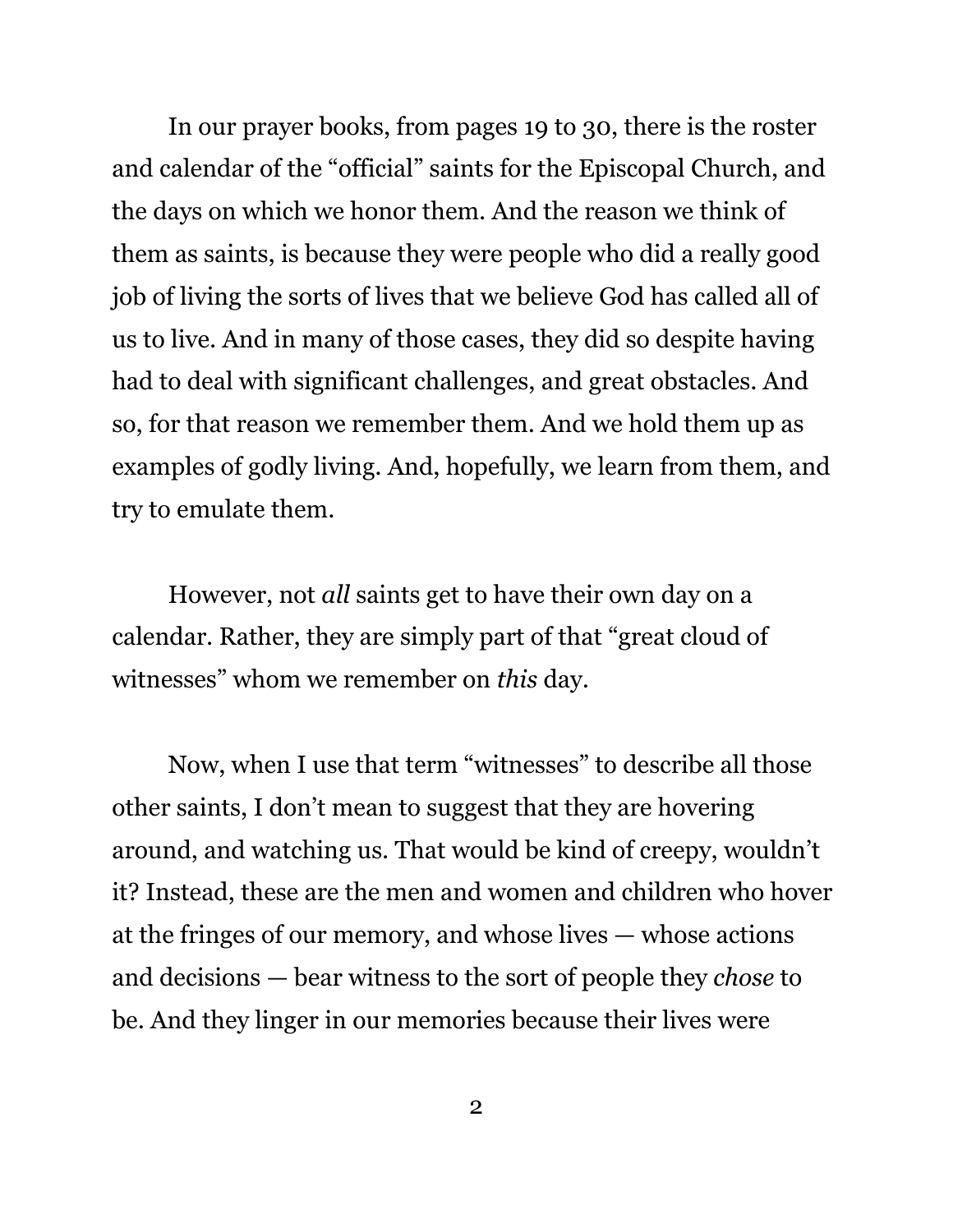In our prayer books, from pages 19 to 30, there is the roster and calendar of the "official" saints for the Episcopal Church, and the days on which we honor them. And the reason we think of them as saints, is because they were people who did a really good job of living the sorts of lives that we believe God has called all of us to live. And in many of those cases, they did so despite having had to deal with significant challenges, and great obstacles. And so, for that reason we remember them. And we hold them up as examples of godly living. And, hopefully, we learn from them, and try to emulate them.

However, not *all* saints get to have their own day on a calendar. Rather, they are simply part of that "great cloud of witnesses" whom we remember on *this* day.

Now, when I use that term "witnesses" to describe all those other saints, I don't mean to suggest that they are hovering around, and watching us. That would be kind of creepy, wouldn't it? Instead, these are the men and women and children who hover at the fringes of our memory, and whose lives — whose actions and decisions — bear witness to the sort of people they *chose* to be. And they linger in our memories because their lives were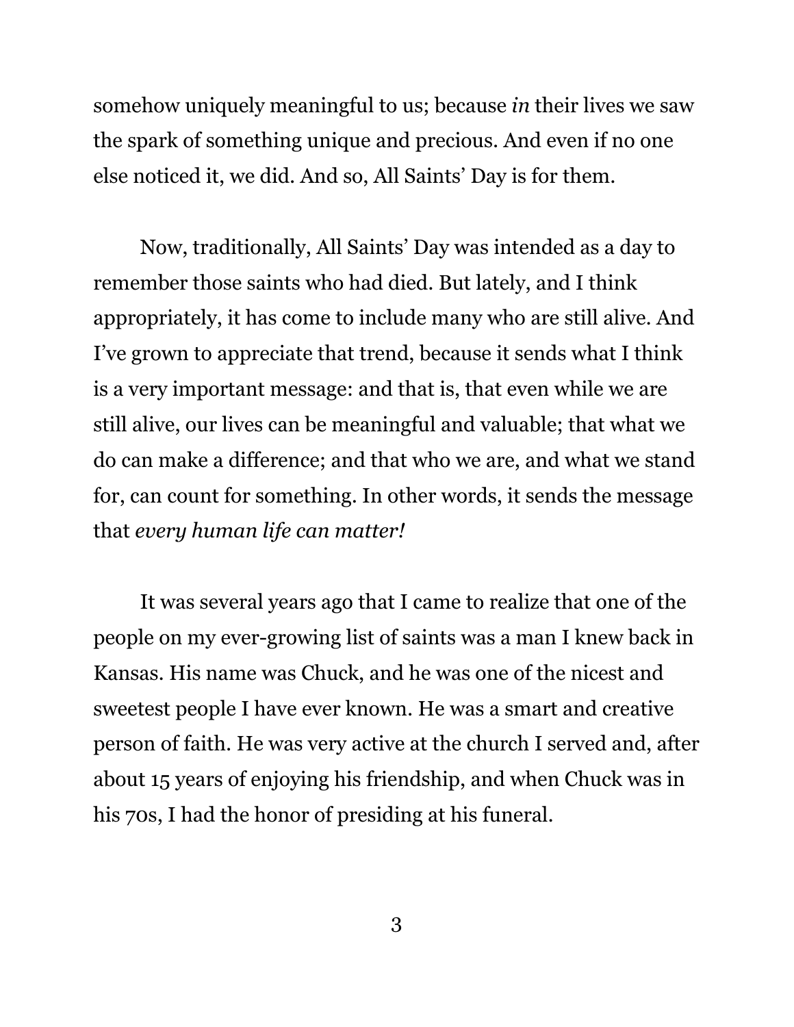somehow uniquely meaningful to us; because *in* their lives we saw the spark of something unique and precious. And even if no one else noticed it, we did. And so, All Saints' Day is for them.

Now, traditionally, All Saints' Day was intended as a day to remember those saints who had died. But lately, and I think appropriately, it has come to include many who are still alive. And I've grown to appreciate that trend, because it sends what I think is a very important message: and that is, that even while we are still alive, our lives can be meaningful and valuable; that what we do can make a difference; and that who we are, and what we stand for, can count for something. In other words, it sends the message that *every human life can matter!*

It was several years ago that I came to realize that one of the people on my ever-growing list of saints was a man I knew back in Kansas. His name was Chuck, and he was one of the nicest and sweetest people I have ever known. He was a smart and creative person of faith. He was very active at the church I served and, after about 15 years of enjoying his friendship, and when Chuck was in his 70s, I had the honor of presiding at his funeral.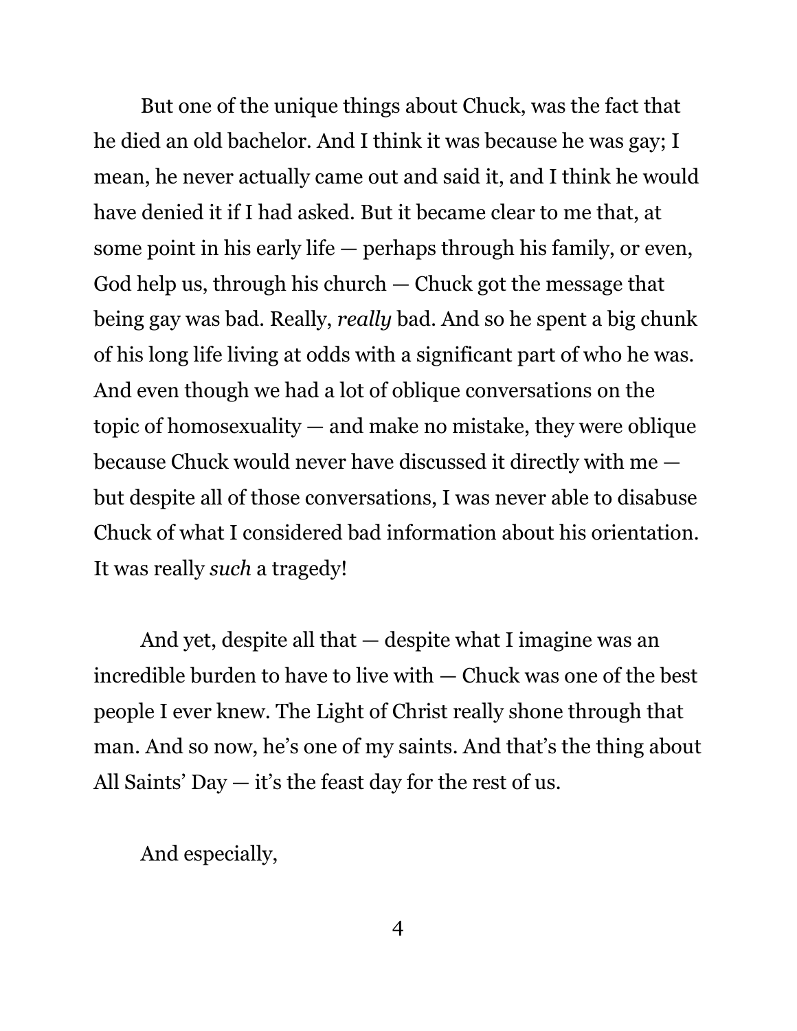But one of the unique things about Chuck, was the fact that he died an old bachelor. And I think it was because he was gay; I mean, he never actually came out and said it, and I think he would have denied it if I had asked. But it became clear to me that, at some point in his early life — perhaps through his family, or even, God help us, through his church — Chuck got the message that being gay was bad. Really, *really* bad. And so he spent a big chunk of his long life living at odds with a significant part of who he was. And even though we had a lot of oblique conversations on the topic of homosexuality — and make no mistake, they were oblique because Chuck would never have discussed it directly with me — but despite all of those conversations, I was never able to disabuse Chuck of what I considered bad information about his orientation. It was really *such* a tragedy!

And yet, despite all that — despite what I imagine was an incredible burden to have to live with — Chuck was one of the best people I ever knew. The Light of Christ really shone through that man. And so now, he's one of my saints. And that's the thing about All Saints' Day — it's the feast day for the rest of us.

And especially,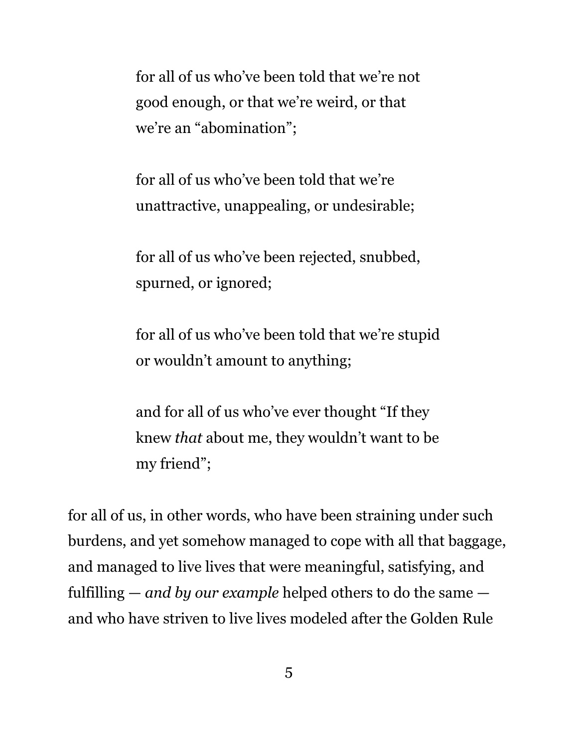> for all of us who've been told that we're not good enough, or that we're weird, or that we're an "abomination";
>
> for all of us who've been told that we're unattractive, unappealing, or undesirable;
>
> for all of us who've been rejected, snubbed, spurned, or ignored;
>
> for all of us who've been told that we're stupid or wouldn't amount to anything;
>
> and for all of us who've ever thought "If they knew *that* about me, they wouldn't want to be my friend";

for all of us, in other words, who have been straining under such burdens, and yet somehow managed to cope with all that baggage, and managed to live lives that were meaningful, satisfying, and fulfilling — *and by our example* helped others to do the same — and who have striven to live lives modeled after the Golden Rule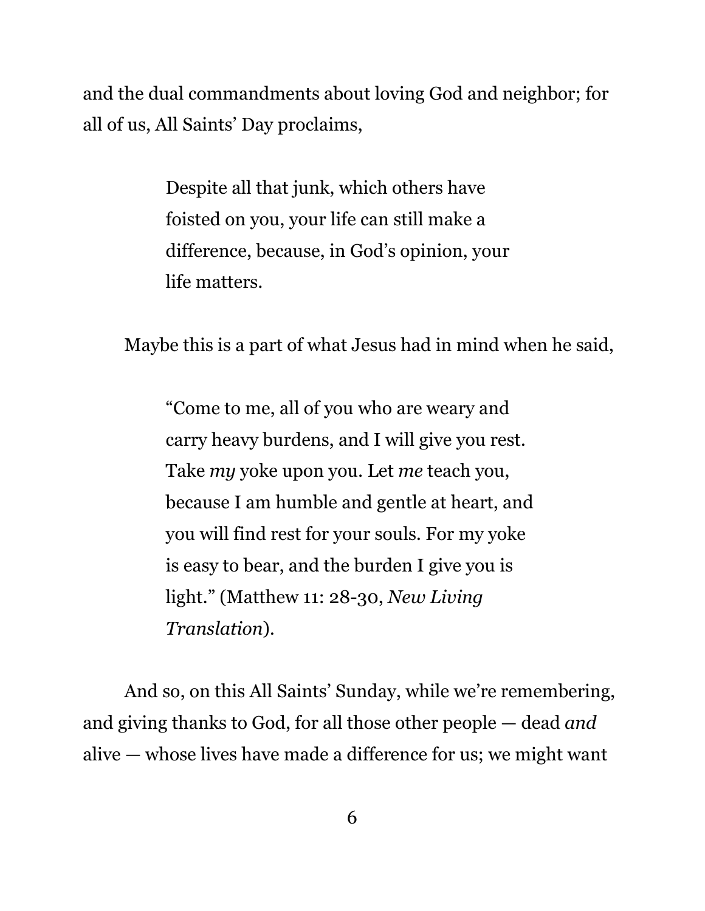and the dual commandments about loving God and neighbor; for all of us, All Saints' Day proclaims,

> Despite all that junk, which others have foisted on you, your life can still make a difference, because, in God's opinion, your life matters.

Maybe this is a part of what Jesus had in mind when he said,

> "Come to me, all of you who are weary and carry heavy burdens, and I will give you rest. Take *my* yoke upon you. Let *me* teach you, because I am humble and gentle at heart, and you will find rest for your souls. For my yoke is easy to bear, and the burden I give you is light." (Matthew 11: 28-30, *New Living Translation*).

And so, on this All Saints' Sunday, while we're remembering, and giving thanks to God, for all those other people — dead *and* alive — whose lives have made a difference for us; we might want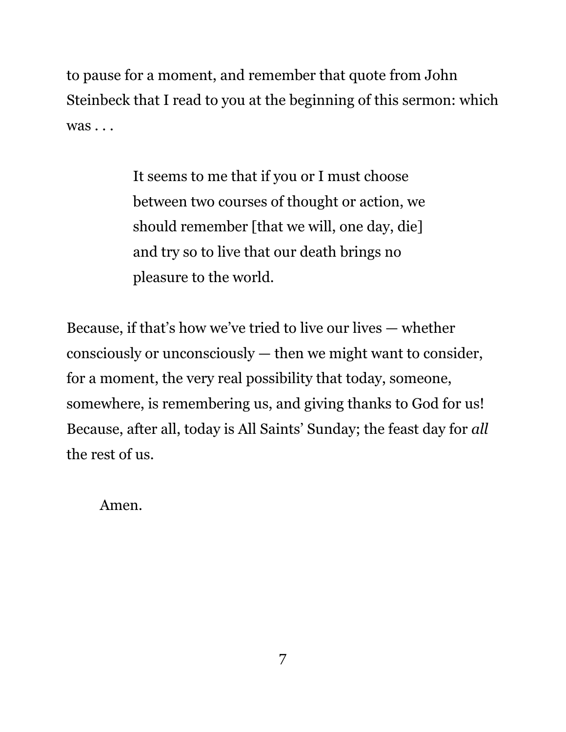to pause for a moment, and remember that quote from John Steinbeck that I read to you at the beginning of this sermon: which was . . .

> It seems to me that if you or I must choose between two courses of thought or action, we should remember [that we will, one day, die] and try so to live that our death brings no pleasure to the world.

Because, if that's how we've tried to live our lives — whether consciously or unconsciously — then we might want to consider, for a moment, the very real possibility that today, someone, somewhere, is remembering us, and giving thanks to God for us! Because, after all, today is All Saints' Sunday; the feast day for *all* the rest of us.

Amen.